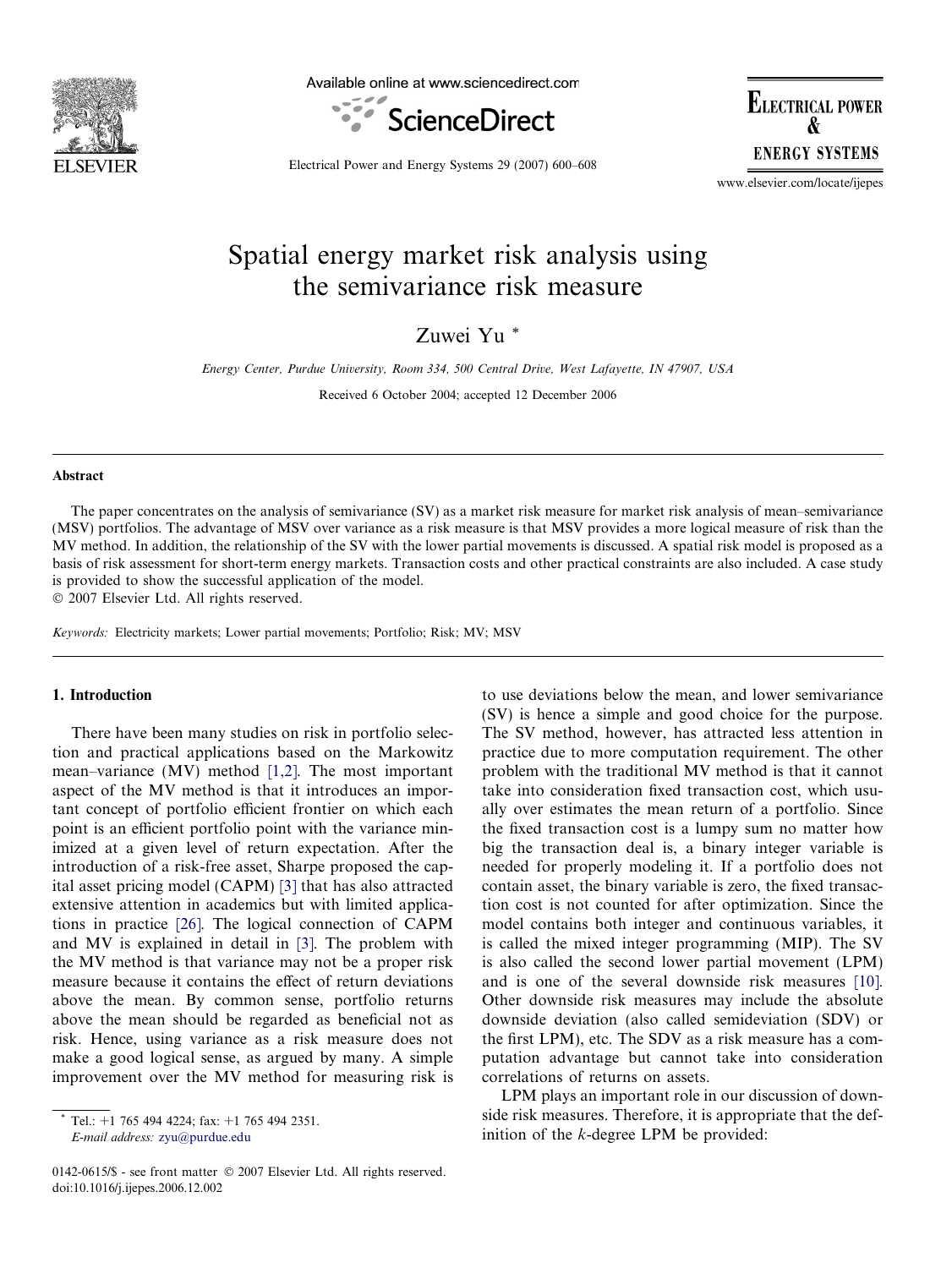# Spatial energy market risk analysis using the semivariance risk measure

Zuwei Yu *

*Energy Center, Purdue University, Room 334, 500 Central Drive, West Lafayette, IN 47907, USA*

Received 6 October 2004; accepted 12 December 2006

## Abstract

The paper concentrates on the analysis of semivariance (SV) as a market risk measure for market risk analysis of mean–semivariance (MSV) portfolios. The advantage of MSV over variance as a risk measure is that MSV provides a more logical measure of risk than the MV method. In addition, the relationship of the SV with the lower partial movements is discussed. A spatial risk model is proposed as a basis of risk assessment for short-term energy markets. Transaction costs and other practical constraints are also included. A case study is provided to show the successful application of the model.

© 2007 Elsevier Ltd. All rights reserved.

*Keywords:* Electricity markets; Lower partial movements; Portfolio; Risk; MV; MSV

## 1. Introduction

There have been many studies on risk in portfolio selection and practical applications based on the Markowitz mean–variance (MV) method [1,2]. The most important aspect of the MV method is that it introduces an important concept of portfolio efficient frontier on which each point is an efficient portfolio point with the variance minimized at a given level of return expectation. After the introduction of a risk-free asset, Sharpe proposed the capital asset pricing model (CAPM) [3] that has also attracted extensive attention in academics but with limited applications in practice [26]. The logical connection of CAPM and MV is explained in detail in [3]. The problem with the MV method is that variance may not be a proper risk measure because it contains the effect of return deviations above the mean. By common sense, portfolio returns above the mean should be regarded as beneficial not as risk. Hence, using variance as a risk measure does not make a good logical sense, as argued by many. A simple improvement over the MV method for measuring risk is to use deviations below the mean, and lower semivariance (SV) is hence a simple and good choice for the purpose. The SV method, however, has attracted less attention in practice due to more computation requirement. The other problem with the traditional MV method is that it cannot take into consideration fixed transaction cost, which usually over estimates the mean return of a portfolio. Since the fixed transaction cost is a lumpy sum no matter how big the transaction deal is, a binary integer variable is needed for properly modeling it. If a portfolio does not contain asset, the binary variable is zero, the fixed transaction cost is not counted for after optimization. Since the model contains both integer and continuous variables, it is called the mixed integer programming (MIP). The SV is also called the second lower partial movement (LPM) and is one of the several downside risk measures [10]. Other downside risk measures may include the absolute downside deviation (also called semideviation (SDV) or the first LPM), etc. The SDV as a risk measure has a computation advantage but cannot take into consideration correlations of returns on assets.

LPM plays an important role in our discussion of downside risk measures. Therefore, it is appropriate that the definition of the $k$-degree LPM be provided:

* Tel.: +1 765 494 4224; fax: +1 765 494 2351.
*E-mail address:* zyu@purdue.edu

0142-0615/$ - see front matter © 2007 Elsevier Ltd. All rights reserved.
doi:10.1016/j.ijepes.2006.12.002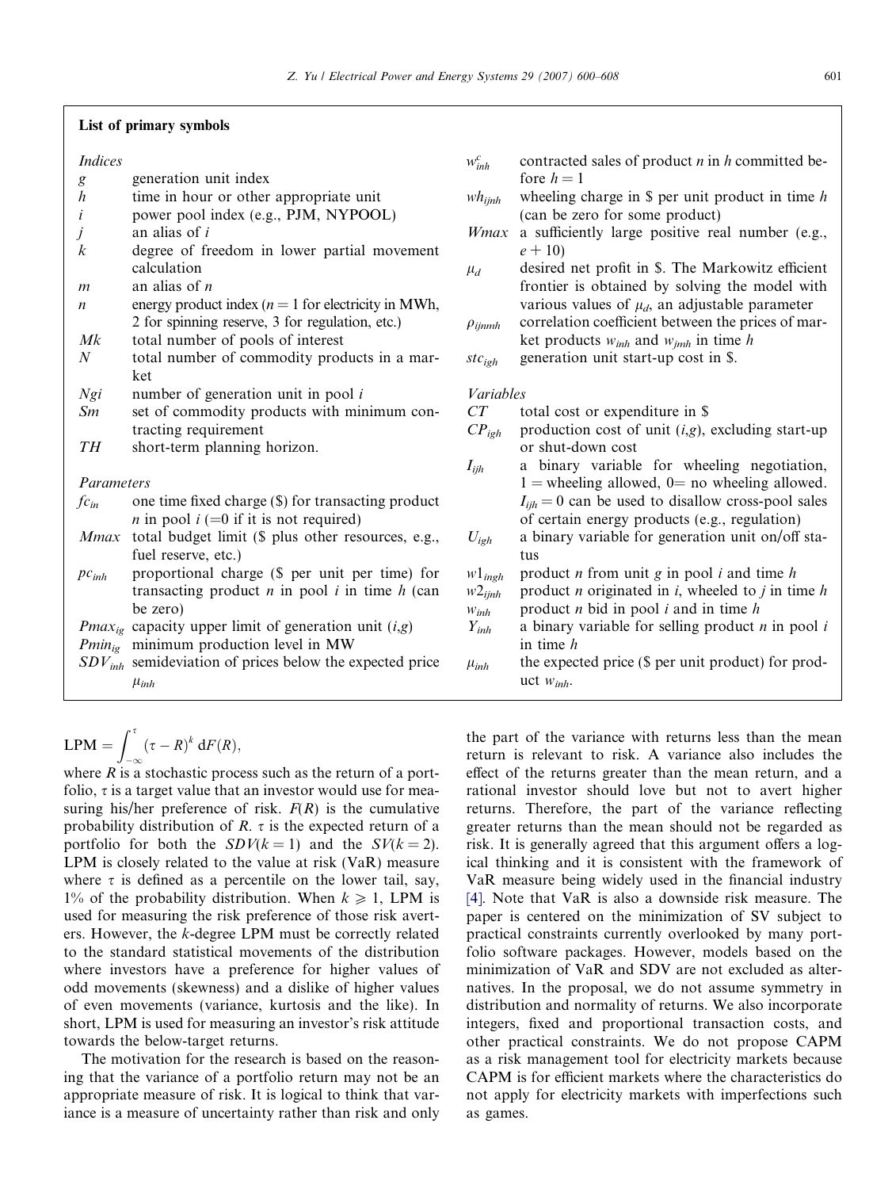## List of primary symbols

*Indices*

- $g$ — generation unit index
- $h$ — time in hour or other appropriate unit
- $i$ — power pool index (e.g., PJM, NYPOOL)
- $j$ — an alias of $i$
- $k$ — degree of freedom in lower partial movement calculation
- $m$ — an alias of $n$
- $n$ — energy product index ($n = 1$ for electricity in MWh, 2 for spinning reserve, 3 for regulation, etc.)
- $Mk$ — total number of pools of interest
- $N$ — total number of commodity products in a market
- $Ngi$ — number of generation unit in pool $i$
- $Sm$ — set of commodity products with minimum contracting requirement
- $TH$ — short-term planning horizon.

*Parameters*

- $fc_{in}$ — one time fixed charge ($) for transacting product $n$ in pool $i$ (=0 if it is not required)
- $Mmax$ — total budget limit ($ plus other resources, e.g., fuel reserve, etc.)
- $pc_{inh}$ — proportional charge ($ per unit per time) for transacting product $n$ in pool $i$ in time $h$ (can be zero)
- $Pmax_{ig}$ — capacity upper limit of generation unit $(i,g)$
- $Pmin_{ig}$ — minimum production level in MW
- $SDV_{inh}$ — semideviation of prices below the expected price $\mu_{inh}$
- $w^c_{inh}$ — contracted sales of product $n$ in $h$ committed before $h = 1$
- $wh_{ijnh}$ — wheeling charge in $ per unit product in time $h$ (can be zero for some product)
- $Wmax$ — a sufficiently large positive real number (e.g., $e + 10$)
- $\mu_d$ — desired net profit in $. The Markowitz efficient frontier is obtained by solving the model with various values of $\mu_d$, an adjustable parameter
- $\rho_{ijnmh}$ — correlation coefficient between the prices of market products $w_{inh}$ and $w_{jmh}$ in time $h$
- $stc_{igh}$ — generation unit start-up cost in $.

*Variables*

- $CT$ — total cost or expenditure in $
- $CP_{igh}$ — production cost of unit $(i,g)$, excluding start-up or shut-down cost
- $I_{ijh}$ — a binary variable for wheeling negotiation, 1 = wheeling allowed, 0= no wheeling allowed. $I_{ijh} = 0$ can be used to disallow cross-pool sales of certain energy products (e.g., regulation)
- $U_{igh}$ — a binary variable for generation unit on/off status
- $w1_{ingh}$ — product $n$ from unit $g$ in pool $i$ and time $h$
- $w2_{ijnh}$ — product $n$ originated in $i$, wheeled to $j$ in time $h$
- $w_{inh}$ — product $n$ bid in pool $i$ and in time $h$
- $Y_{inh}$ — a binary variable for selling product $n$ in pool $i$ in time $h$
- $\mu_{inh}$ — the expected price ($ per unit product) for product $w_{inh}$.

$$\text{LPM} = \int_{-\infty}^{\tau} (\tau - R)^k \, \mathrm{d}F(R),$$

where $R$ is a stochastic process such as the return of a portfolio, $\tau$ is a target value that an investor would use for measuring his/her preference of risk. $F(R)$ is the cumulative probability distribution of $R$. $\tau$ is the expected return of a portfolio for both the $SDV(k = 1)$ and the $SV(k = 2)$. LPM is closely related to the value at risk (VaR) measure where $\tau$ is defined as a percentile on the lower tail, say, 1% of the probability distribution. When $k \geqslant 1$, LPM is used for measuring the risk preference of those risk averters. However, the $k$-degree LPM must be correctly related to the standard statistical movements of the distribution where investors have a preference for higher values of odd movements (skewness) and a dislike of higher values of even movements (variance, kurtosis and the like). In short, LPM is used for measuring an investor's risk attitude towards the below-target returns.

The motivation for the research is based on the reasoning that the variance of a portfolio return may not be an appropriate measure of risk. It is logical to think that variance is a measure of uncertainty rather than risk and only the part of the variance with returns less than the mean return is relevant to risk. A variance also includes the effect of the returns greater than the mean return, and a rational investor should love but not to avert higher returns. Therefore, the part of the variance reflecting greater returns than the mean should not be regarded as risk. It is generally agreed that this argument offers a logical thinking and it is consistent with the framework of VaR measure being widely used in the financial industry [4]. Note that VaR is also a downside risk measure. The paper is centered on the minimization of SV subject to practical constraints currently overlooked by many portfolio software packages. However, models based on the minimization of VaR and SDV are not excluded as alternatives. In the proposal, we do not assume symmetry in distribution and normality of returns. We also incorporate integers, fixed and proportional transaction costs, and other practical constraints. We do not propose CAPM as a risk management tool for electricity markets because CAPM is for efficient markets where the characteristics do not apply for electricity markets with imperfections such as games.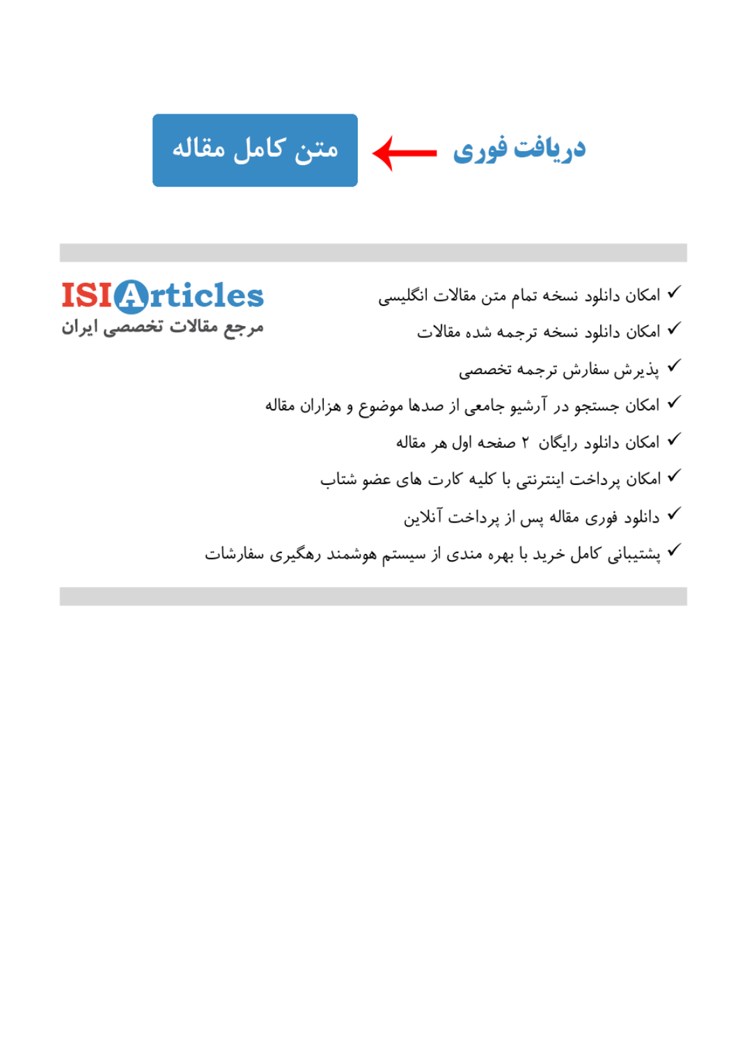دریافت فوری ← **متن کامل مقاله**

**ISIArticles**
مرجع مقالات تخصصی ایران

- ✓ امکان دانلود نسخه تمام متن مقالات انگلیسی
- ✓ امکان دانلود نسخه ترجمه شده مقالات
- ✓ پذیرش سفارش ترجمه تخصصی
- ✓ امکان جستجو در آرشیو جامعی از صدها موضوع و هزاران مقاله
- ✓ امکان دانلود رایگان ۲ صفحه اول هر مقاله
- ✓ امکان پرداخت اینترنتی با کلیه کارت های عضو شتاب
- ✓ دانلود فوری مقاله پس از پرداخت آنلاین
- ✓ پشتیبانی کامل خرید با بهره مندی از سیستم هوشمند رهگیری سفارشات